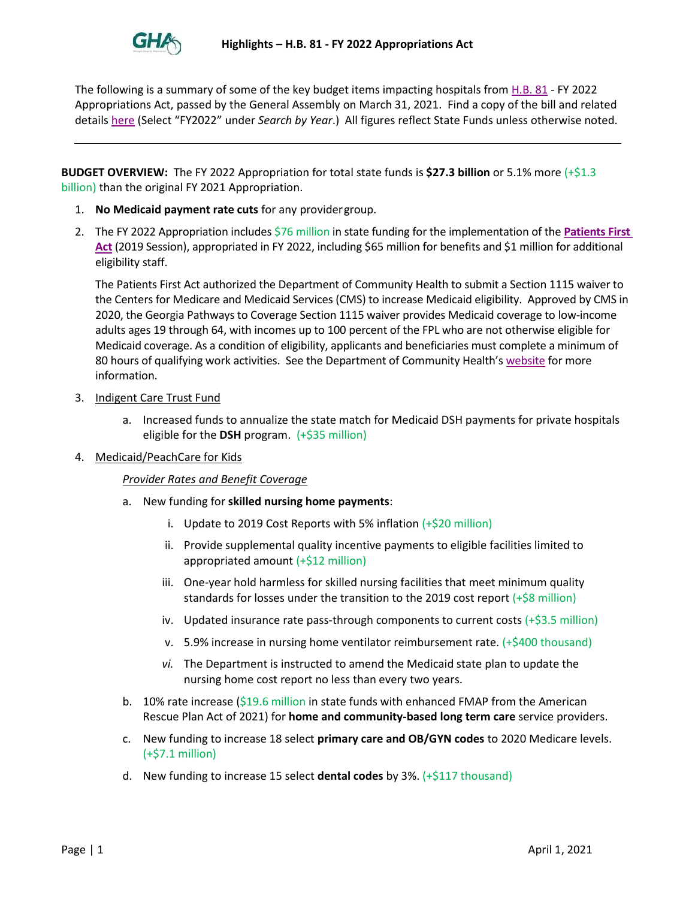# Highlights – H.B. 81 - FY 2022 Appropriations Act

The following is a summary of some of the key budget items impacting hospitals from H.B. 81 - FY 2022 Appropriations Act, passed by the General Assembly on March 31, 2021. Find a copy of the bill and related details here (Select "FY2022" under *Search by Year*.) All figures reflect State Funds unless otherwise noted.

---

**BUDGET OVERVIEW:** The FY 2022 Appropriation for total state funds is **$27.3 billion** or 5.1% more (+$1.3 billion) than the original FY 2021 Appropriation.

1. **No Medicaid payment rate cuts** for any provider group.
2. The FY 2022 Appropriation includes $76 million in state funding for the implementation of the **Patients First Act** (2019 Session), appropriated in FY 2022, including $65 million for benefits and $1 million for additional eligibility staff.

   The Patients First Act authorized the Department of Community Health to submit a Section 1115 waiver to the Centers for Medicare and Medicaid Services (CMS) to increase Medicaid eligibility. Approved by CMS in 2020, the Georgia Pathways to Coverage Section 1115 waiver provides Medicaid coverage to low-income adults ages 19 through 64, with incomes up to 100 percent of the FPL who are not otherwise eligible for Medicaid coverage. As a condition of eligibility, applicants and beneficiaries must complete a minimum of 80 hours of qualifying work activities. See the Department of Community Health's website for more information.

3. Indigent Care Trust Fund
   a. Increased funds to annualize the state match for Medicaid DSH payments for private hospitals eligible for the **DSH** program. (+$35 million)
4. Medicaid/PeachCare for Kids

   *Provider Rates and Benefit Coverage*

   a. New funding for **skilled nursing home payments**:
      i. Update to 2019 Cost Reports with 5% inflation (+$20 million)
      ii. Provide supplemental quality incentive payments to eligible facilities limited to appropriated amount (+$12 million)
      iii. One-year hold harmless for skilled nursing facilities that meet minimum quality standards for losses under the transition to the 2019 cost report (+$8 million)
      iv. Updated insurance rate pass-through components to current costs (+$3.5 million)
      v. 5.9% increase in nursing home ventilator reimbursement rate. (+$400 thousand)
      vi. The Department is instructed to amend the Medicaid state plan to update the nursing home cost report no less than every two years.
   b. 10% rate increase ($19.6 million in state funds with enhanced FMAP from the American Rescue Plan Act of 2021) for **home and community-based long term care** service providers.
   c. New funding to increase 18 select **primary care and OB/GYN codes** to 2020 Medicare levels. (+$7.1 million)
   d. New funding to increase 15 select **dental codes** by 3%. (+$117 thousand)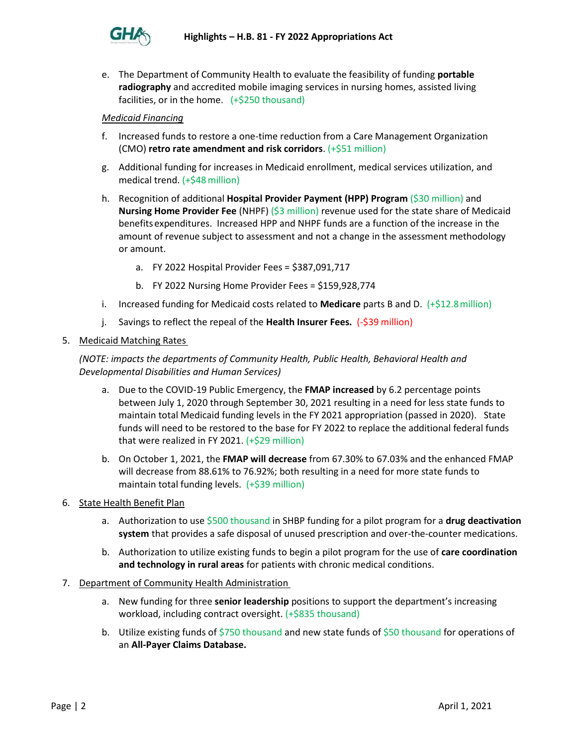e. The Department of Community Health to evaluate the feasibility of funding **portable radiography** and accredited mobile imaging services in nursing homes, assisted living facilities, or in the home. (+$250 thousand)

*Medicaid Financing*

f. Increased funds to restore a one-time reduction from a Care Management Organization (CMO) **retro rate amendment and risk corridors**. (+$51 million)

g. Additional funding for increases in Medicaid enrollment, medical services utilization, and medical trend. (+$48 million)

h. Recognition of additional **Hospital Provider Payment (HPP) Program** ($30 million) and **Nursing Home Provider Fee** (NHPF) ($3 million) revenue used for the state share of Medicaid benefits expenditures. Increased HPP and NHPF funds are a function of the increase in the amount of revenue subject to assessment and not a change in the assessment methodology or amount.

   a. FY 2022 Hospital Provider Fees = $387,091,717

   b. FY 2022 Nursing Home Provider Fees = $159,928,774

i. Increased funding for Medicaid costs related to **Medicare** parts B and D. (+$12.8 million)

j. Savings to reflect the repeal of the **Health Insurer Fees.** (-$39 million)

5. Medicaid Matching Rates

*(NOTE: impacts the departments of Community Health, Public Health, Behavioral Health and Developmental Disabilities and Human Services)*

   a. Due to the COVID-19 Public Emergency, the **FMAP increased** by 6.2 percentage points between July 1, 2020 through September 30, 2021 resulting in a need for less state funds to maintain total Medicaid funding levels in the FY 2021 appropriation (passed in 2020). State funds will need to be restored to the base for FY 2022 to replace the additional federal funds that were realized in FY 2021. (+$29 million)

   b. On October 1, 2021, the **FMAP will decrease** from 67.30% to 67.03% and the enhanced FMAP will decrease from 88.61% to 76.92%; both resulting in a need for more state funds to maintain total funding levels. (+$39 million)

6. State Health Benefit Plan

   a. Authorization to use $500 thousand in SHBP funding for a pilot program for a **drug deactivation system** that provides a safe disposal of unused prescription and over-the-counter medications.

   b. Authorization to utilize existing funds to begin a pilot program for the use of **care coordination and technology in rural areas** for patients with chronic medical conditions.

7. Department of Community Health Administration

   a. New funding for three **senior leadership** positions to support the department's increasing workload, including contract oversight. (+$835 thousand)

   b. Utilize existing funds of $750 thousand and new state funds of $50 thousand for operations of an **All-Payer Claims Database.**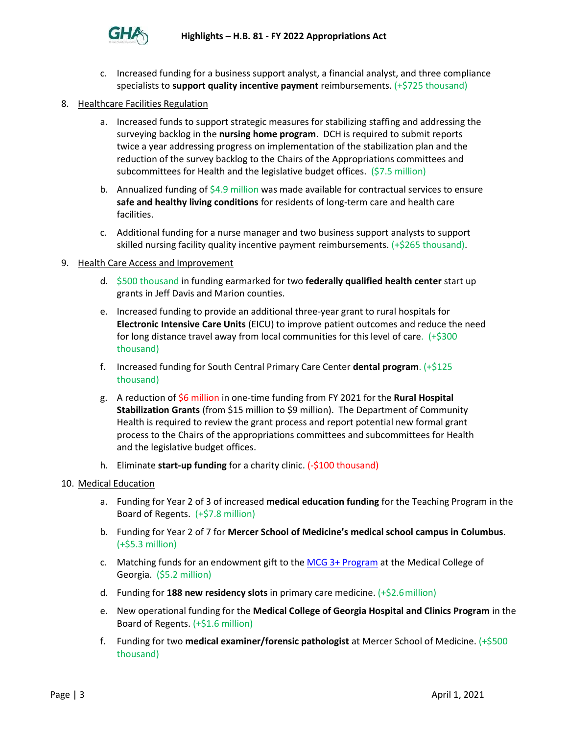c. Increased funding for a business support analyst, a financial analyst, and three compliance specialists to **support quality incentive payment** reimbursements. (+$725 thousand)

8. Healthcare Facilities Regulation

   a. Increased funds to support strategic measures for stabilizing staffing and addressing the surveying backlog in the **nursing home program**. DCH is required to submit reports twice a year addressing progress on implementation of the stabilization plan and the reduction of the survey backlog to the Chairs of the Appropriations committees and subcommittees for Health and the legislative budget offices. ($7.5 million)

   b. Annualized funding of $4.9 million was made available for contractual services to ensure **safe and healthy living conditions** for residents of long-term care and health care facilities.

   c. Additional funding for a nurse manager and two business support analysts to support skilled nursing facility quality incentive payment reimbursements. (+$265 thousand).

9. Health Care Access and Improvement

   d. $500 thousand in funding earmarked for two **federally qualified health center** start up grants in Jeff Davis and Marion counties.

   e. Increased funding to provide an additional three-year grant to rural hospitals for **Electronic Intensive Care Units** (EICU) to improve patient outcomes and reduce the need for long distance travel away from local communities for this level of care. (+$300 thousand)

   f. Increased funding for South Central Primary Care Center **dental program**. (+$125 thousand)

   g. A reduction of $6 million in one-time funding from FY 2021 for the **Rural Hospital Stabilization Grants** (from $15 million to $9 million). The Department of Community Health is required to review the grant process and report potential new formal grant process to the Chairs of the appropriations committees and subcommittees for Health and the legislative budget offices.

   h. Eliminate **start-up funding** for a charity clinic. (-$100 thousand)

10. Medical Education

    a. Funding for Year 2 of 3 of increased **medical education funding** for the Teaching Program in the Board of Regents. (+$7.8 million)

    b. Funding for Year 2 of 7 for **Mercer School of Medicine's medical school campus in Columbus**. (+$5.3 million)

    c. Matching funds for an endowment gift to the MCG 3+ Program at the Medical College of Georgia. ($5.2 million)

    d. Funding for **188 new residency slots** in primary care medicine. (+$2.6 million)

    e. New operational funding for the **Medical College of Georgia Hospital and Clinics Program** in the Board of Regents. (+$1.6 million)

    f. Funding for two **medical examiner/forensic pathologist** at Mercer School of Medicine. (+$500 thousand)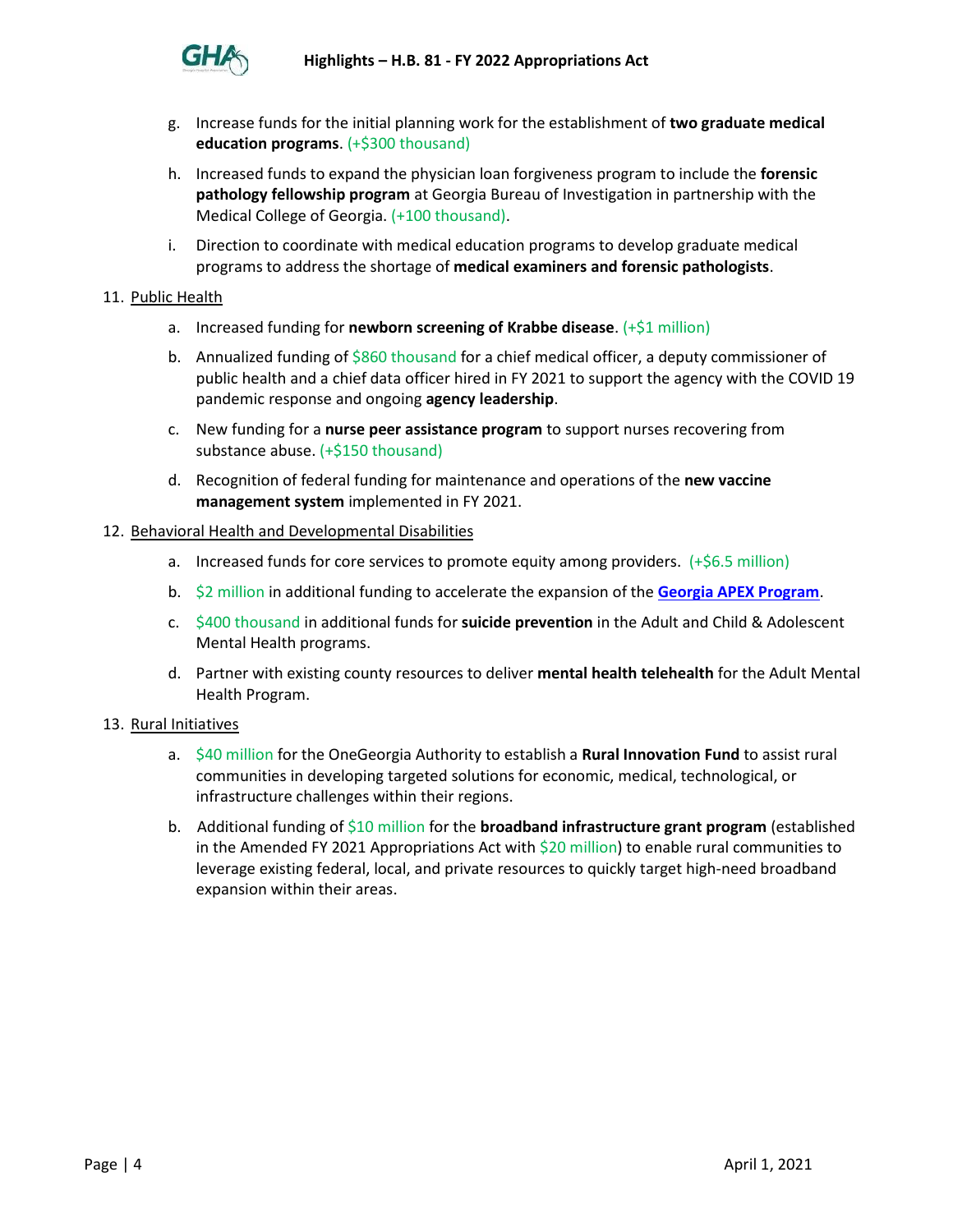g. Increase funds for the initial planning work for the establishment of **two graduate medical education programs**. (+$300 thousand)

h. Increased funds to expand the physician loan forgiveness program to include the **forensic pathology fellowship program** at Georgia Bureau of Investigation in partnership with the Medical College of Georgia. (+100 thousand).

i. Direction to coordinate with medical education programs to develop graduate medical programs to address the shortage of **medical examiners and forensic pathologists**.

11. Public Health

    a. Increased funding for **newborn screening of Krabbe disease**. (+$1 million)

    b. Annualized funding of $860 thousand for a chief medical officer, a deputy commissioner of public health and a chief data officer hired in FY 2021 to support the agency with the COVID 19 pandemic response and ongoing **agency leadership**.

    c. New funding for a **nurse peer assistance program** to support nurses recovering from substance abuse. (+$150 thousand)

    d. Recognition of federal funding for maintenance and operations of the **new vaccine management system** implemented in FY 2021.

12. Behavioral Health and Developmental Disabilities

    a. Increased funds for core services to promote equity among providers. (+$6.5 million)

    b. $2 million in additional funding to accelerate the expansion of the **Georgia APEX Program**.

    c. $400 thousand in additional funds for **suicide prevention** in the Adult and Child & Adolescent Mental Health programs.

    d. Partner with existing county resources to deliver **mental health telehealth** for the Adult Mental Health Program.

13. Rural Initiatives

    a. $40 million for the OneGeorgia Authority to establish a **Rural Innovation Fund** to assist rural communities in developing targeted solutions for economic, medical, technological, or infrastructure challenges within their regions.

    b. Additional funding of $10 million for the **broadband infrastructure grant program** (established in the Amended FY 2021 Appropriations Act with $20 million) to enable rural communities to leverage existing federal, local, and private resources to quickly target high-need broadband expansion within their areas.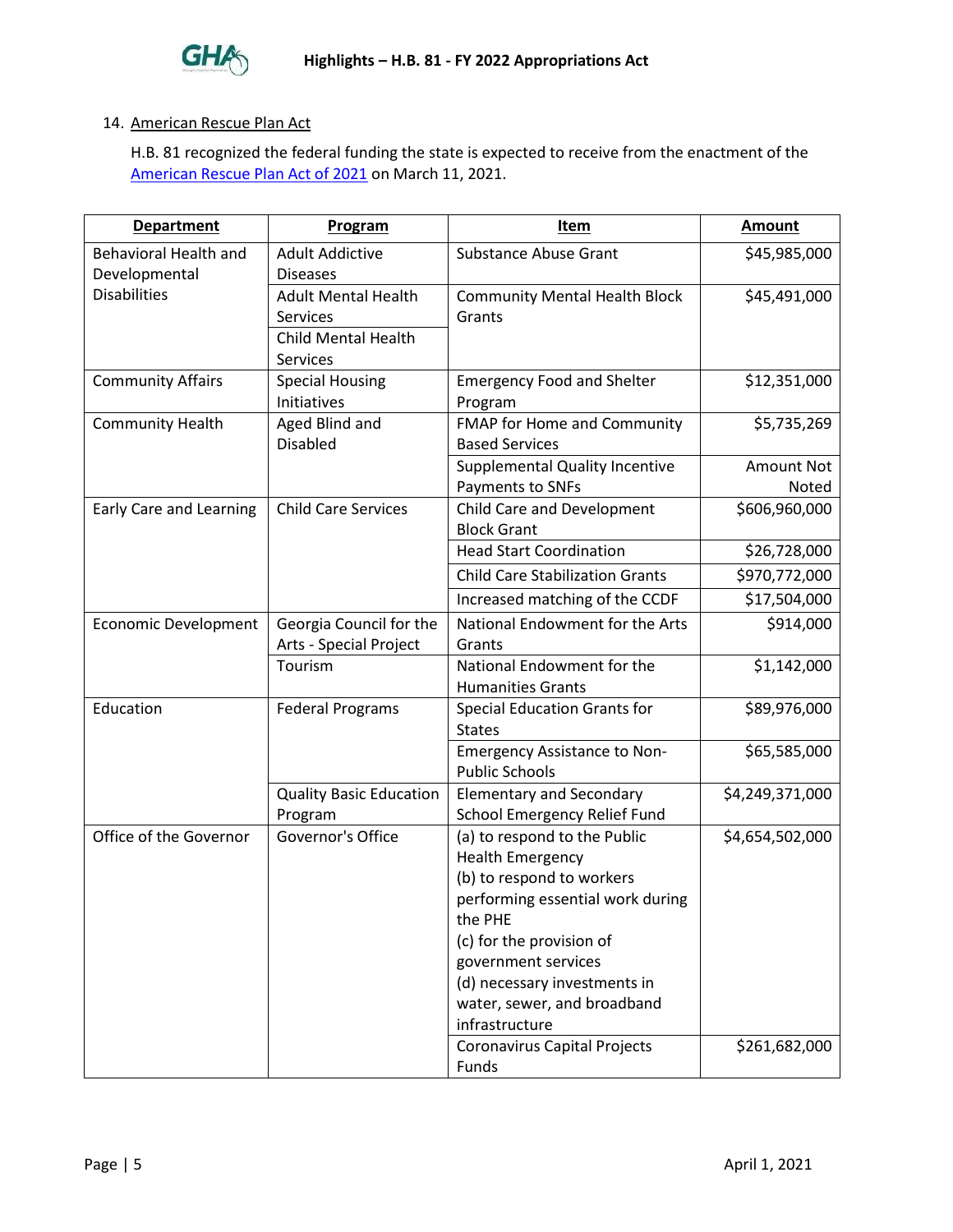14. American Rescue Plan Act

H.B. 81 recognized the federal funding the state is expected to receive from the enactment of the American Rescue Plan Act of 2021 on March 11, 2021.

| Department | Program | Item | Amount |
|---|---|---|---|
| Behavioral Health and Developmental Disabilities | Adult Addictive Diseases | Substance Abuse Grant | $45,985,000 |
| | Adult Mental Health Services<br>Child Mental Health Services | Community Mental Health Block Grants | $45,491,000 |
| Community Affairs | Special Housing Initiatives | Emergency Food and Shelter Program | $12,351,000 |
| Community Health | Aged Blind and Disabled | FMAP for Home and Community Based Services | $5,735,269 |
| | | Supplemental Quality Incentive Payments to SNFs | Amount Not Noted |
| Early Care and Learning | Child Care Services | Child Care and Development Block Grant | $606,960,000 |
| | | Head Start Coordination | $26,728,000 |
| | | Child Care Stabilization Grants | $970,772,000 |
| | | Increased matching of the CCDF | $17,504,000 |
| Economic Development | Georgia Council for the Arts - Special Project | National Endowment for the Arts Grants | $914,000 |
| | Tourism | National Endowment for the Humanities Grants | $1,142,000 |
| Education | Federal Programs | Special Education Grants for States | $89,976,000 |
| | | Emergency Assistance to Non-Public Schools | $65,585,000 |
| | Quality Basic Education Program | Elementary and Secondary School Emergency Relief Fund | $4,249,371,000 |
| Office of the Governor | Governor's Office | (a) to respond to the Public Health Emergency<br>(b) to respond to workers performing essential work during the PHE<br>(c) for the provision of government services<br>(d) necessary investments in water, sewer, and broadband infrastructure | $4,654,502,000 |
| | | Coronavirus Capital Projects Funds | $261,682,000 |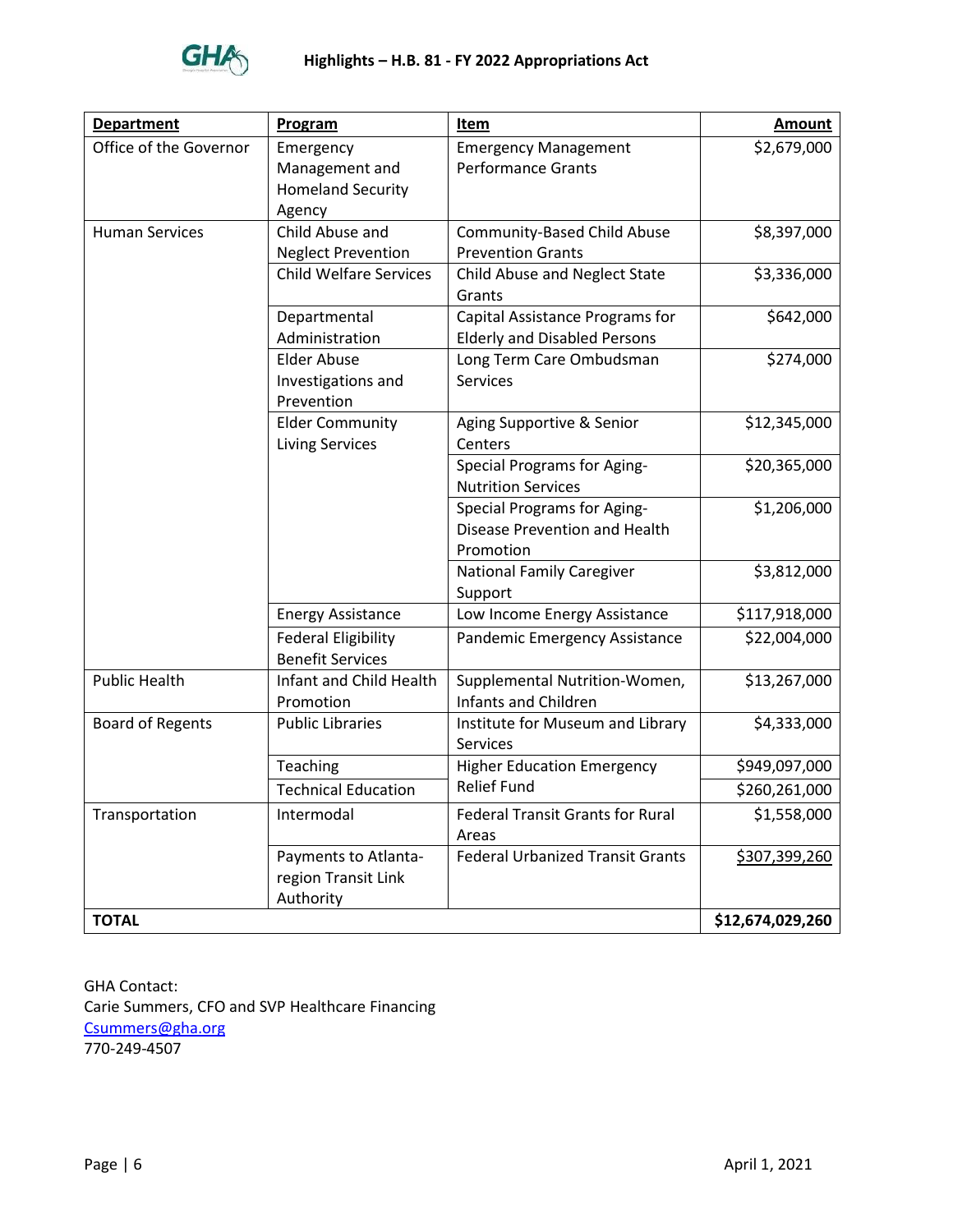| Department | Program | Item | Amount |
|---|---|---|---|
| Office of the Governor | Emergency Management and Homeland Security Agency | Emergency Management Performance Grants | $2,679,000 |
| Human Services | Child Abuse and Neglect Prevention | Community-Based Child Abuse Prevention Grants | $8,397,000 |
| | Child Welfare Services | Child Abuse and Neglect State Grants | $3,336,000 |
| | Departmental Administration | Capital Assistance Programs for Elderly and Disabled Persons | $642,000 |
| | Elder Abuse Investigations and Prevention | Long Term Care Ombudsman Services | $274,000 |
| | Elder Community Living Services | Aging Supportive & Senior Centers | $12,345,000 |
| | | Special Programs for Aging-Nutrition Services | $20,365,000 |
| | | Special Programs for Aging-Disease Prevention and Health Promotion | $1,206,000 |
| | | National Family Caregiver Support | $3,812,000 |
| | Energy Assistance | Low Income Energy Assistance | $117,918,000 |
| | Federal Eligibility Benefit Services | Pandemic Emergency Assistance | $22,004,000 |
| Public Health | Infant and Child Health Promotion | Supplemental Nutrition-Women, Infants and Children | $13,267,000 |
| Board of Regents | Public Libraries | Institute for Museum and Library Services | $4,333,000 |
| | Teaching | Higher Education Emergency Relief Fund | $949,097,000 |
| | Technical Education | | $260,261,000 |
| Transportation | Intermodal | Federal Transit Grants for Rural Areas | $1,558,000 |
| | Payments to Atlanta-region Transit Link Authority | Federal Urbanized Transit Grants | $307,399,260 |
| **TOTAL** | | | **$12,674,029,260** |

GHA Contact:
Carie Summers, CFO and SVP Healthcare Financing
Csummers@gha.org
770-249-4507